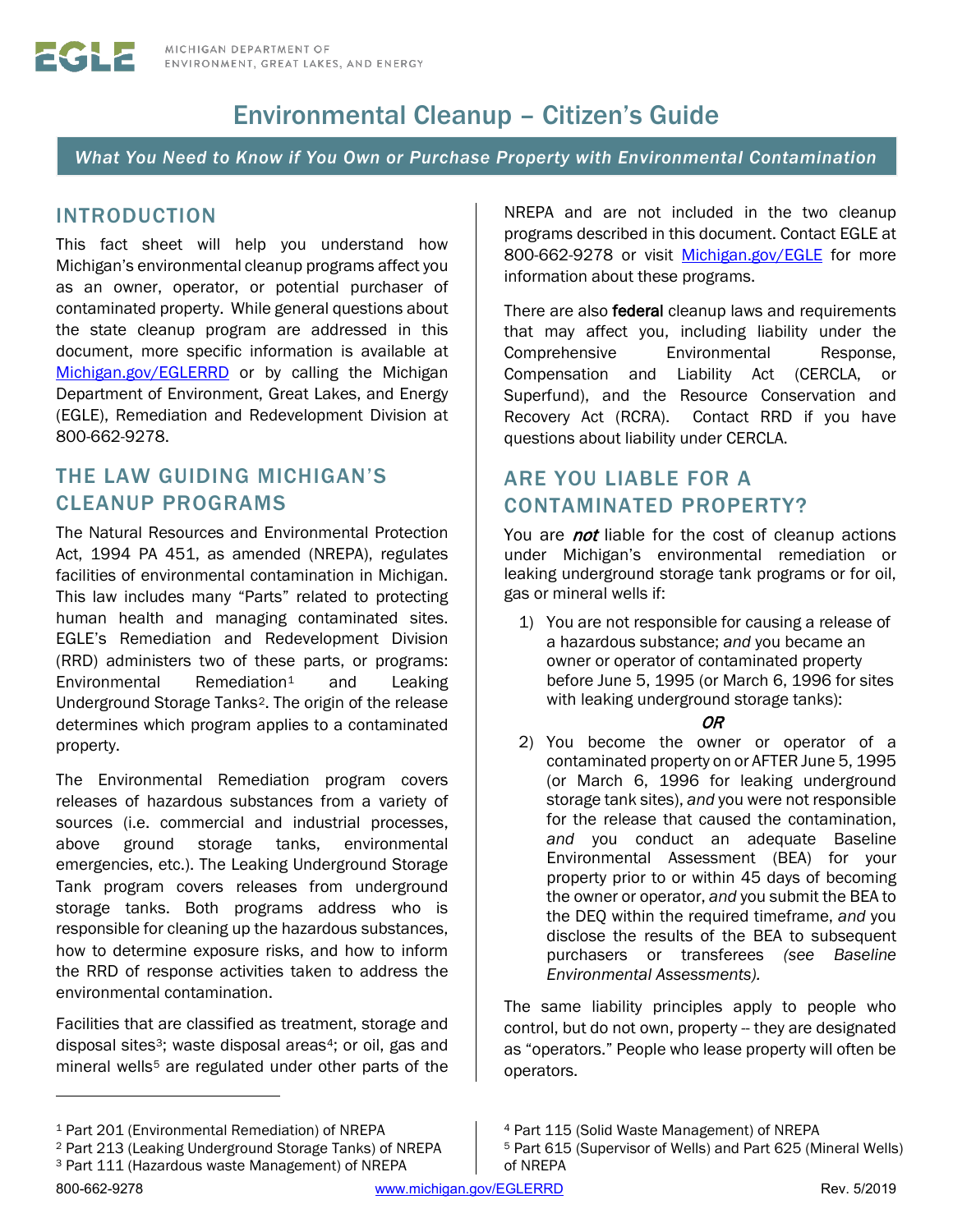EGLE MICHIGAN DEPARTMENT OF ENVIRONMENT, GREAT LAKES, AND ENERGY

# Environmental Cleanup – Citizen's Guide

*What You Need to Know if You Own or Purchase Property with Environmental Contamination*

## INTRODUCTION

This fact sheet will help you understand how Michigan's environmental cleanup programs affect you as an owner, operator, or potential purchaser of contaminated property. While general questions about the state cleanup program are addressed in this document, more specific information is available at [Michigan.gov/EGLERRD](http://Michigan.gov/EGLERRD) or by calling the Michigan Department of Environment, Great Lakes, and Energy (EGLE), Remediation and Redevelopment Division at 800-662-9278.

## THE LAW GUIDING MICHIGAN'S CLEANUP PROGRAMS

The Natural Resources and Environmental Protection Act, 1994 PA 451, as amended (NREPA), regulates facilities of environmental contamination in Michigan. This law includes many "Parts" related to protecting human health and managing contaminated sites. EGLE's Remediation and Redevelopment Division (RRD) administers two of these parts, or programs: Environmental Remediation[1] and Leaking Underground Storage Tanks[2]. The origin of the release determines which program applies to a contaminated property.

The Environmental Remediation program covers releases of hazardous substances from a variety of sources (i.e. commercial and industrial processes, above ground storage tanks, environmental emergencies, etc.). The Leaking Underground Storage Tank program covers releases from underground storage tanks. Both programs address who is responsible for cleaning up the hazardous substances, how to determine exposure risks, and how to inform the RRD of response activities taken to address the environmental contamination.

Facilities that are classified as treatment, storage and disposal sites[3]; waste disposal areas[4]; or oil, gas and mineral wells[5] are regulated under other parts of the NREPA and are not included in the two cleanup programs described in this document. Contact EGLE at 800-662-9278 or visit [Michigan.gov/EGLE](http://Michigan.gov/EGLE) for more information about these programs.

There are also **federal** cleanup laws and requirements that may affect you, including liability under the Comprehensive Environmental Response, Compensation and Liability Act (CERCLA, or Superfund), and the Resource Conservation and Recovery Act (RCRA). Contact RRD if you have questions about liability under CERCLA.

## ARE YOU LIABLE FOR A CONTAMINATED PROPERTY?

You are ***not*** liable for the cost of cleanup actions under Michigan's environmental remediation or leaking underground storage tank programs or for oil, gas or mineral wells if:

1) You are not responsible for causing a release of a hazardous substance; *and* you became an owner or operator of contaminated property before June 5, 1995 (or March 6, 1996 for sites with leaking underground storage tanks):

   ***OR***

2) You become the owner or operator of a contaminated property on or AFTER June 5, 1995 (or March 6, 1996 for leaking underground storage tank sites), *and* you were not responsible for the release that caused the contamination, *and* you conduct an adequate Baseline Environmental Assessment (BEA) for your property prior to or within 45 days of becoming the owner or operator, *and* you submit the BEA to the DEQ within the required timeframe, *and* you disclose the results of the BEA to subsequent purchasers or transferees *(see Baseline Environmental Assessments).*

The same liability principles apply to people who control, but do not own, property -- they are designated as "operators." People who lease property will often be operators.

---

[1] Part 201 (Environmental Remediation) of NREPA
[2] Part 213 (Leaking Underground Storage Tanks) of NREPA
[3] Part 111 (Hazardous waste Management) of NREPA
[4] Part 115 (Solid Waste Management) of NREPA
[5] Part 615 (Supervisor of Wells) and Part 625 (Mineral Wells) of NREPA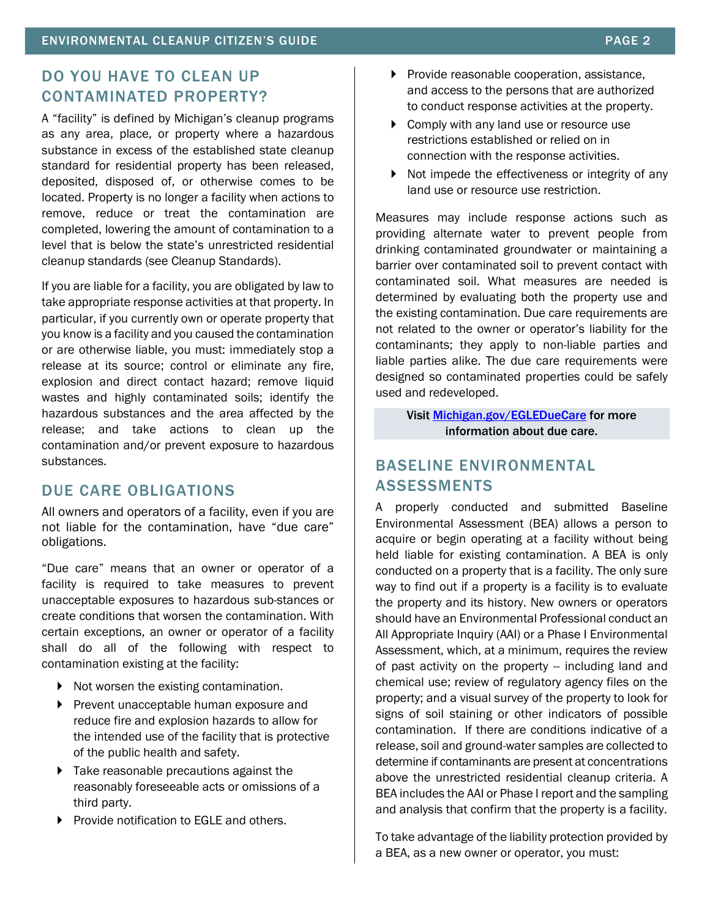## DO YOU HAVE TO CLEAN UP CONTAMINATED PROPERTY?

A "facility" is defined by Michigan's cleanup programs as any area, place, or property where a hazardous substance in excess of the established state cleanup standard for residential property has been released, deposited, disposed of, or otherwise comes to be located. Property is no longer a facility when actions to remove, reduce or treat the contamination are completed, lowering the amount of contamination to a level that is below the state's unrestricted residential cleanup standards (see Cleanup Standards).

If you are liable for a facility, you are obligated by law to take appropriate response activities at that property. In particular, if you currently own or operate property that you know is a facility and you caused the contamination or are otherwise liable, you must: immediately stop a release at its source; control or eliminate any fire, explosion and direct contact hazard; remove liquid wastes and highly contaminated soils; identify the hazardous substances and the area affected by the release; and take actions to clean up the contamination and/or prevent exposure to hazardous substances.

## DUE CARE OBLIGATIONS

All owners and operators of a facility, even if you are not liable for the contamination, have "due care" obligations.

"Due care" means that an owner or operator of a facility is required to take measures to prevent unacceptable exposures to hazardous sub-stances or create conditions that worsen the contamination. With certain exceptions, an owner or operator of a facility shall do all of the following with respect to contamination existing at the facility:

- Not worsen the existing contamination.
- Prevent unacceptable human exposure and reduce fire and explosion hazards to allow for the intended use of the facility that is protective of the public health and safety.
- Take reasonable precautions against the reasonably foreseeable acts or omissions of a third party.
- Provide notification to EGLE and others.
- Provide reasonable cooperation, assistance, and access to the persons that are authorized to conduct response activities at the property.
- Comply with any land use or resource use restrictions established or relied on in connection with the response activities.
- Not impede the effectiveness or integrity of any land use or resource use restriction.

Measures may include response actions such as providing alternate water to prevent people from drinking contaminated groundwater or maintaining a barrier over contaminated soil to prevent contact with contaminated soil. What measures are needed is determined by evaluating both the property use and the existing contamination. Due care requirements are not related to the owner or operator's liability for the contaminants; they apply to non-liable parties and liable parties alike. The due care requirements were designed so contaminated properties could be safely used and redeveloped.

**Visit Michigan.gov/EGLEDueCare for more information about due care.**

## BASELINE ENVIRONMENTAL ASSESSMENTS

A properly conducted and submitted Baseline Environmental Assessment (BEA) allows a person to acquire or begin operating at a facility without being held liable for existing contamination. A BEA is only conducted on a property that is a facility. The only sure way to find out if a property is a facility is to evaluate the property and its history. New owners or operators should have an Environmental Professional conduct an All Appropriate Inquiry (AAI) or a Phase I Environmental Assessment, which, at a minimum, requires the review of past activity on the property -- including land and chemical use; review of regulatory agency files on the property; and a visual survey of the property to look for signs of soil staining or other indicators of possible contamination. If there are conditions indicative of a release, soil and ground-water samples are collected to determine if contaminants are present at concentrations above the unrestricted residential cleanup criteria. A BEA includes the AAI or Phase I report and the sampling and analysis that confirm that the property is a facility.

To take advantage of the liability protection provided by a BEA, as a new owner or operator, you must: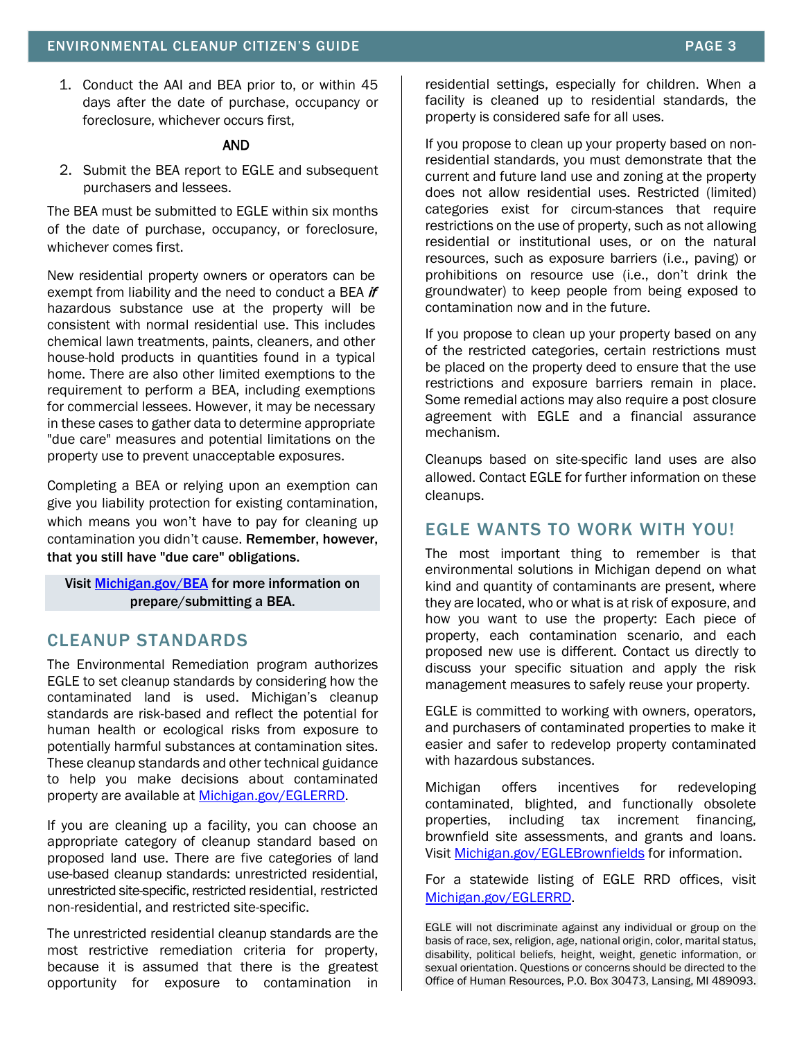1. Conduct the AAI and BEA prior to, or within 45 days after the date of purchase, occupancy or foreclosure, whichever occurs first,

**AND**

2. Submit the BEA report to EGLE and subsequent purchasers and lessees.

The BEA must be submitted to EGLE within six months of the date of purchase, occupancy, or foreclosure, whichever comes first.

New residential property owners or operators can be exempt from liability and the need to conduct a BEA ***if*** hazardous substance use at the property will be consistent with normal residential use. This includes chemical lawn treatments, paints, cleaners, and other house-hold products in quantities found in a typical home. There are also other limited exemptions to the requirement to perform a BEA, including exemptions for commercial lessees. However, it may be necessary in these cases to gather data to determine appropriate "due care" measures and potential limitations on the property use to prevent unacceptable exposures.

Completing a BEA or relying upon an exemption can give you liability protection for existing contamination, which means you won't have to pay for cleaning up contamination you didn't cause. **Remember, however, that you still have "due care" obligations.**

**Visit Michigan.gov/BEA for more information on prepare/submitting a BEA.**

## CLEANUP STANDARDS

The Environmental Remediation program authorizes EGLE to set cleanup standards by considering how the contaminated land is used. Michigan's cleanup standards are risk-based and reflect the potential for human health or ecological risks from exposure to potentially harmful substances at contamination sites. These cleanup standards and other technical guidance to help you make decisions about contaminated property are available at Michigan.gov/EGLERRD.

If you are cleaning up a facility, you can choose an appropriate category of cleanup standard based on proposed land use. There are five categories of land use-based cleanup standards: unrestricted residential, unrestricted site-specific, restricted residential, restricted non-residential, and restricted site-specific.

The unrestricted residential cleanup standards are the most restrictive remediation criteria for property, because it is assumed that there is the greatest opportunity for exposure to contamination in residential settings, especially for children. When a facility is cleaned up to residential standards, the property is considered safe for all uses.

If you propose to clean up your property based on non-residential standards, you must demonstrate that the current and future land use and zoning at the property does not allow residential uses. Restricted (limited) categories exist for circum-stances that require restrictions on the use of property, such as not allowing residential or institutional uses, or on the natural resources, such as exposure barriers (i.e., paving) or prohibitions on resource use (i.e., don't drink the groundwater) to keep people from being exposed to contamination now and in the future.

If you propose to clean up your property based on any of the restricted categories, certain restrictions must be placed on the property deed to ensure that the use restrictions and exposure barriers remain in place. Some remedial actions may also require a post closure agreement with EGLE and a financial assurance mechanism.

Cleanups based on site-specific land uses are also allowed. Contact EGLE for further information on these cleanups.

## EGLE WANTS TO WORK WITH YOU!

The most important thing to remember is that environmental solutions in Michigan depend on what kind and quantity of contaminants are present, where they are located, who or what is at risk of exposure, and how you want to use the property: Each piece of property, each contamination scenario, and each proposed new use is different. Contact us directly to discuss your specific situation and apply the risk management measures to safely reuse your property.

EGLE is committed to working with owners, operators, and purchasers of contaminated properties to make it easier and safer to redevelop property contaminated with hazardous substances.

Michigan offers incentives for redeveloping contaminated, blighted, and functionally obsolete properties, including tax increment financing, brownfield site assessments, and grants and loans. Visit Michigan.gov/EGLEBrownfields for information.

For a statewide listing of EGLE RRD offices, visit Michigan.gov/EGLERRD.

EGLE will not discriminate against any individual or group on the basis of race, sex, religion, age, national origin, color, marital status, disability, political beliefs, height, weight, genetic information, or sexual orientation. Questions or concerns should be directed to the Office of Human Resources, P.O. Box 30473, Lansing, MI 489093.